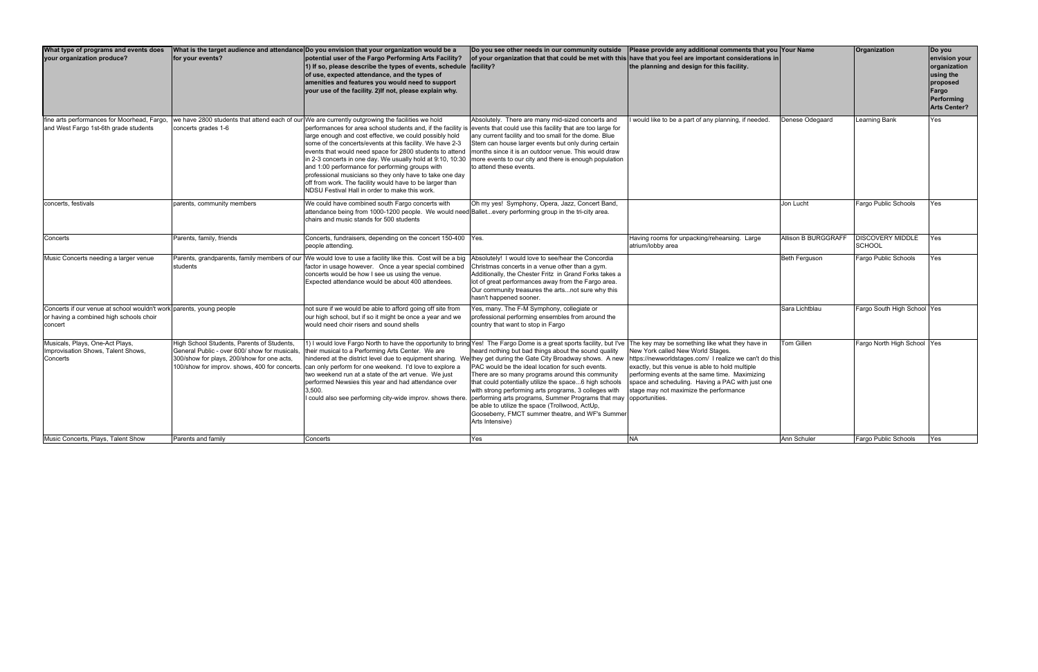| What type of programs and events does your organization produce? | What is the target audience and attendance for your events? | Do you envision that your organization would be a potential user of the Fargo Performing Arts Facility? 1) If so, please describe the types of events, schedule of use, expected attendance, and the types of amenities and features you would need to support your use of the facility. 2)If not, please explain why. | Do you see other needs in our community outside of your organization that that could be met with this facility? | Please provide any additional comments that you have that you feel are important considerations in the planning and design for this facility. | Your Name | Organization | Do you envision your organization using the proposed Fargo Performing Arts Center? |
|---|---|---|---|---|---|---|---|
| fine arts performances for Moorhead, Fargo, and West Fargo 1st-6th grade students | we have 2800 students that attend each of our concerts grades 1-6 | We are currently outgrowing the facilities we hold performances for area school students and, if the facility is large enough and cost effective, we could possibly hold some of the concerts/events at this facility. We have 2-3 events that would need space for 2800 students to attend in 2-3 concerts in one day. We usually hold at 9:10, 10:30 and 1:00 performance for performing groups with professional musicians so they only have to take one day off from work. The facility would have to be larger than NDSU Festival Hall in order to make this work. | Absolutely. There are many mid-sized concerts and events that could use this facility that are too large for any current facility and too small for the dome. Blue Stem can house larger events but only during certain months since it is an outdoor venue. This would draw more events to our city and there is enough population to attend these events. | I would like to be a part of any planning, if needed. | Denese Odegaard | Learning Bank | Yes |
| concerts, festivals | parents, community members | We could have combined south Fargo concerts with attendance being from 1000-1200 people. We would need chairs and music stands for 500 students | Oh my yes! Symphony, Opera, Jazz, Concert Band, Ballet...every performing group in the tri-city area. | | Jon Lucht | Fargo Public Schools | Yes |
| Concerts | Parents, family, friends | Concerts, fundraisers, depending on the concert 150-400 people attending. | Yes. | Having rooms for unpacking/rehearsing. Large atrium/lobby area | Allison B BURGGRAFF | DISCOVERY MIDDLE SCHOOL | Yes |
| Music Concerts needing a larger venue | Parents, grandparents, family members of our students | We would love to use a facility like this. Cost will be a big factor in usage however. Once a year special combined concerts would be how I see us using the venue. Expected attendance would be about 400 attendees. | Absolutely! I would love to see/hear the Concordia Christmas concerts in a venue other than a gym. Additionally, the Chester Fritz in Grand Forks takes a lot of great performances away from the Fargo area. Our community treasures the arts...not sure why this hasn't happened sooner. | | Beth Ferguson | Fargo Public Schools | Yes |
| Concerts if our venue at school wouldn't work or having a combined high schools choir concert | parents, young people | not sure if we would be able to afford going off site from our high school, but if so it might be once a year and we would need choir risers and sound shells | Yes, many. The F-M Symphony, collegiate or professional performing ensembles from around the country that want to stop in Fargo | | Sara Lichtblau | Fargo South High School | Yes |
| Musicals, Plays, One-Act Plays, Improvisation Shows, Talent Shows, Concerts | High School Students, Parents of Students, General Public - over 600/ show for musicals, 300/show for plays, 200/show for one acts, 100/show for improv. shows, 400 for concerts. | 1) I would love Fargo North to have the opportunity to bring their musical to a Performing Arts Center. We are hindered at the district level due to equipment sharing. We can only perform for one weekend. I'd love to explore a two weekend run at a state of the art venue. We just performed Newsies this year and had attendance over 3,500. I could also see performing city-wide improv. shows there. | Yes! The Fargo Dome is a great sports facility, but I've heard nothing but bad things about the sound quality they get during the Gate City Broadway shows. A new PAC would be the ideal location for such events. There are so many programs around this community that could potentially utilize the space...6 high schools with strong performing arts programs, 3 colleges with performing arts programs, Summer Programs that may be able to utilize the space (Trollwood, ActUp, Gooseberry, FMCT summer theatre, and WF's Summer Arts Intensive) | The key may be something like what they have in New York called New World Stages. https://newworldstages.com/ I realize we can't do this exactly, but this venue is able to hold multiple performing events at the same time. Maximizing space and scheduling. Having a PAC with just one stage may not maximize the performance opportunities. | Tom Gillen | Fargo North High School | Yes |
| Music Concerts, Plays, Talent Show | Parents and family | Concerts | Yes | NA | Ann Schuler | Fargo Public Schools | Yes |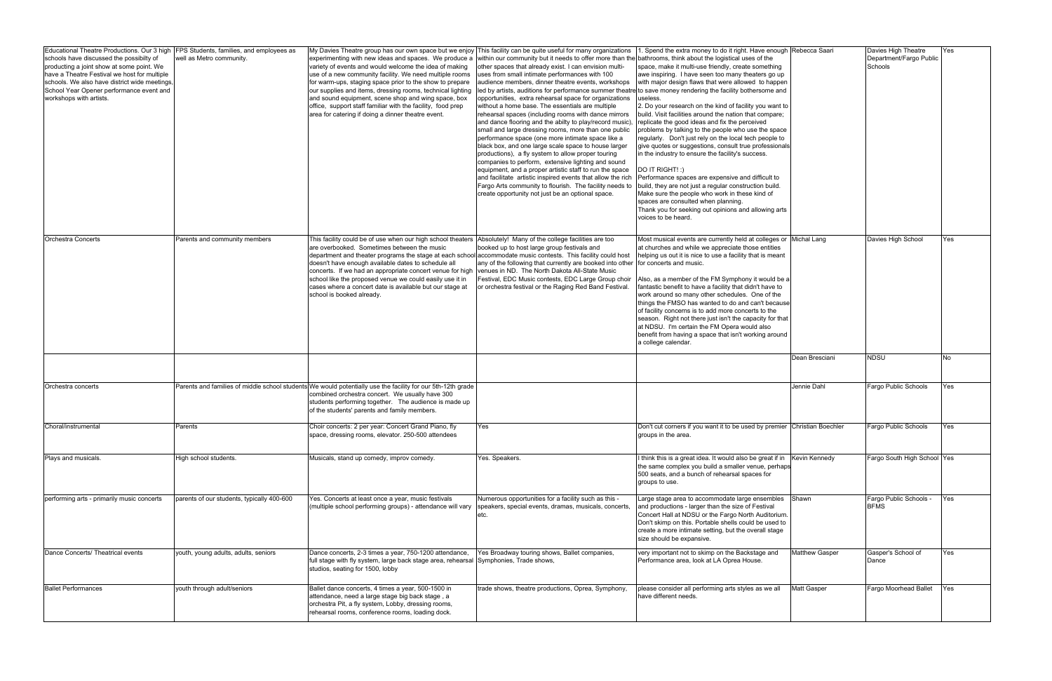| | | | | | | | |
|---|---|---|---|---|---|---|---|
| Educational Theatre Productions. Our 3 high schools have discussed the possibilty of producting a joint show at some point. We have a Theatre Festival we host for multiple schools. We also have district wide meetings, School Year Opener performance event and workshops with artists. | FPS Students, families, and employees as well as Metro community. | My Davies Theatre group has our own space but we enjoy experimenting with new ideas and spaces. We produce a variety of events and would welcome the idea of making use of a new community facility. We need multiple rooms for warm-ups, staging space prior to the show to prepare our supplies and items, dressing rooms, technical lighting and sound equipment, scene shop and wing space, box office, support staff familiar with the facility, food prep area for catering if doing a dinner theatre event. | This facility can be quite useful for many organizations within our community but it needs to offer more than the other spaces that already exist. I can envision multi-uses from small intimate performances with 100 audience members, dinner theatre events, workshops led by artists, auditions for performance summer theatre opportunities, extra rehearsal space for organizations without a home base. The essentials are multiple rehearsal spaces (including rooms with dance mirrors and dance flooring and the abilty to play/record music), small and large dressing rooms, more than one public performance space (one more intimate space like a black box, and one large scale space to house larger productions), a fly system to allow proper touring companies to perform, extensive lighting and sound equipment, and a proper artistic staff to run the space and facilitate artistic inspired events that allow the rich Fargo Arts community to flourish. The facility needs to create opportunity not just be an optional space. | 1. Spend the extra money to do it right. Have enough bathrooms, think about the logistical uses of the space, make it multi-use friendly, create something awe inspiring. I have seen too many theaters go up with major design flaws that were allowed to happen to save money rendering the facility bothersome and useless.<br>2. Do your research on the kind of facility you want to build. Visit facilities around the nation that compare; replicate the good ideas and fix the perceived problems by talking to the people who use the space regularly. Don't just rely on the local tech people to give quotes or suggestions, consult true professionals in the industry to ensure the facility's success.<br><br>DO IT RIGHT! :)<br>Performance spaces are expensive and difficult to build, they are not just a regular construction build. Make sure the people who work in these kind of spaces are consulted when planning.<br>Thank you for seeking out opinions and allowing arts voices to be heard. | Rebecca Saari | Davies High Theatre Department/Fargo Public Schools | Yes |
| Orchestra Concerts | Parents and community members | This facility could be of use when our high school theaters are overbooked. Sometimes between the music department and theater programs the stage at each school doesn't have enough available dates to schedule all concerts. If we had an appropriate concert venue for high school like the proposed venue we could easily use it in cases where a concert date is available but our stage at school is booked already. | Absolutely! Many of the college facilities are too booked up to host large group festivals and accommodate music contests. This facility could host any of the following that currently are booked into other venues in ND. The North Dakota All-State Music Festival, EDC Music contests, EDC Large Group choir or orchestra festival or the Raging Red Band Festival. | Most musical events are currently held at colleges or at churches and while we appreciate those entities helping us out it is nice to use a facility that is meant for concerts and music.<br><br>Also, as a member of the FM Symphony it would be a fantastic benefit to have a facility that didn't have to work around so many other schedules. One of the things the FMSO has wanted to do and can't because of facility concerns is to add more concerts to the season. Right not there just isn't the capacity for that at NDSU. I'm certain the FM Opera would also benefit from having a space that isn't working around a college calendar. | Michal Lang | Davies High School | Yes |
| | | | | | Dean Bresciani | NDSU | No |
| Orchestra concerts | Parents and families of middle school students | We would potentially use the facility for our 5th-12th grade combined orchestra concert. We usually have 300 students performing together. The audience is made up of the students' parents and family members. | | | Jennie Dahl | Fargo Public Schools | Yes |
| Choral/instrumental | Parents | Choir concerts: 2 per year: Concert Grand Piano, fly space, dressing rooms, elevator. 250-500 attendees | Yes | Don't cut corners if you want it to be used by premier groups in the area. | Christian Boechler | Fargo Public Schools | Yes |
| Plays and musicals. | High school students. | Musicals, stand up comedy, improv comedy. | Yes. Speakers. | I think this is a great idea. It would also be great if in the same complex you build a smaller venue, perhaps 500 seats, and a bunch of rehearsal spaces for groups to use. | Kevin Kennedy | Fargo South High School | Yes |
| performing arts - primarily music concerts | parents of our students, typically 400-600 | Yes. Concerts at least once a year, music festivals (multiple school performing groups) - attendance will vary | Numerous opportunities for a facility such as this - speakers, special events, dramas, musicals, concerts, etc. | Large stage area to accommodate large ensembles and productions - larger than the size of Festival Concert Hall at NDSU or the Fargo North Auditorium. Don't skimp on this. Portable shells could be used to create a more intimate setting, but the overall stage size should be expansive. | Shawn | Fargo Public Schools - BFMS | Yes |
| Dance Concerts/ Theatrical events | youth, young adults, adults, seniors | Dance concerts, 2-3 times a year, 750-1200 attendance, full stage with fly system, large back stage area, rehearsal studios, seating for 1500, lobby | Yes Broadway touring shows, Ballet companies, Symphonies, Trade shows, | very important not to skimp on the Backstage and Performance area, look at LA Oprea House. | Matthew Gasper | Gasper's School of Dance | Yes |
| Ballet Performances | youth through adult/seniors | Ballet dance concerts, 4 times a year, 500-1500 in attendance, need a large stage big back stage , a orchestra Pit, a fly system, Lobby, dressing rooms, rehearsal rooms, conference rooms, loading dock. | trade shows, theatre productions, Oprea, Symphony, | please consider all performing arts styles as we all have different needs. | Matt Gasper | Fargo Moorhead Ballet | Yes |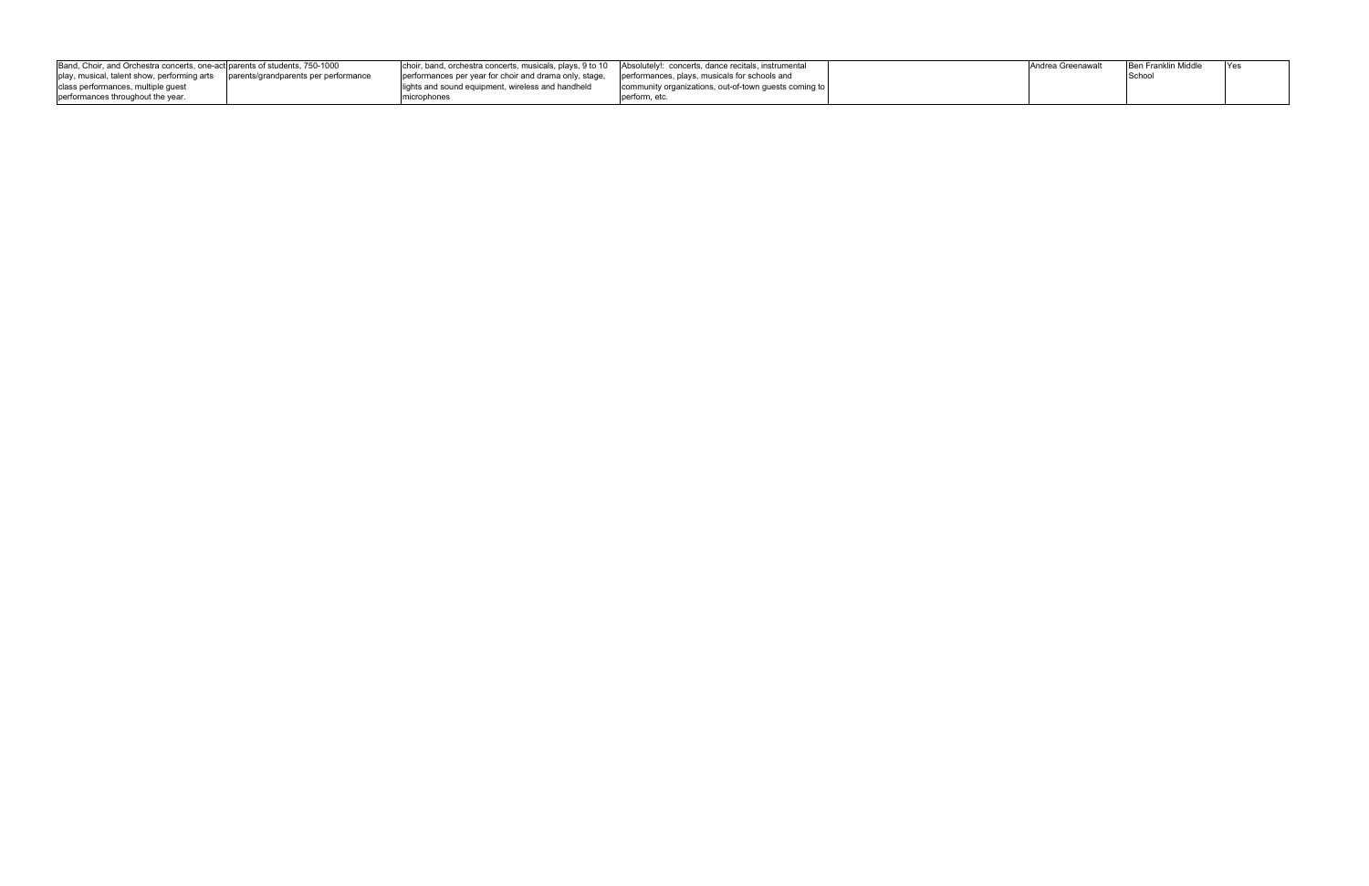| | | | | | | | | |
|---|---|---|---|---|---|---|---|---|
| Band, Choir, and Orchestra concerts, one-act play, musical, talent show, performing arts class performances, multiple guest performances throughout the year. | parents of students, 750-1000 parents/grandparents per performance | choir, band, orchestra concerts, musicals, plays, 9 to 10 performances per year for choir and drama only, stage, lights and sound equipment, wireless and handheld microphones | Absolutely!: concerts, dance recitals, instrumental performances, plays, musicals for schools and community organizations, out-of-town guests coming to perform, etc. | | Andrea Greenawalt | Ben Franklin Middle School | Yes |